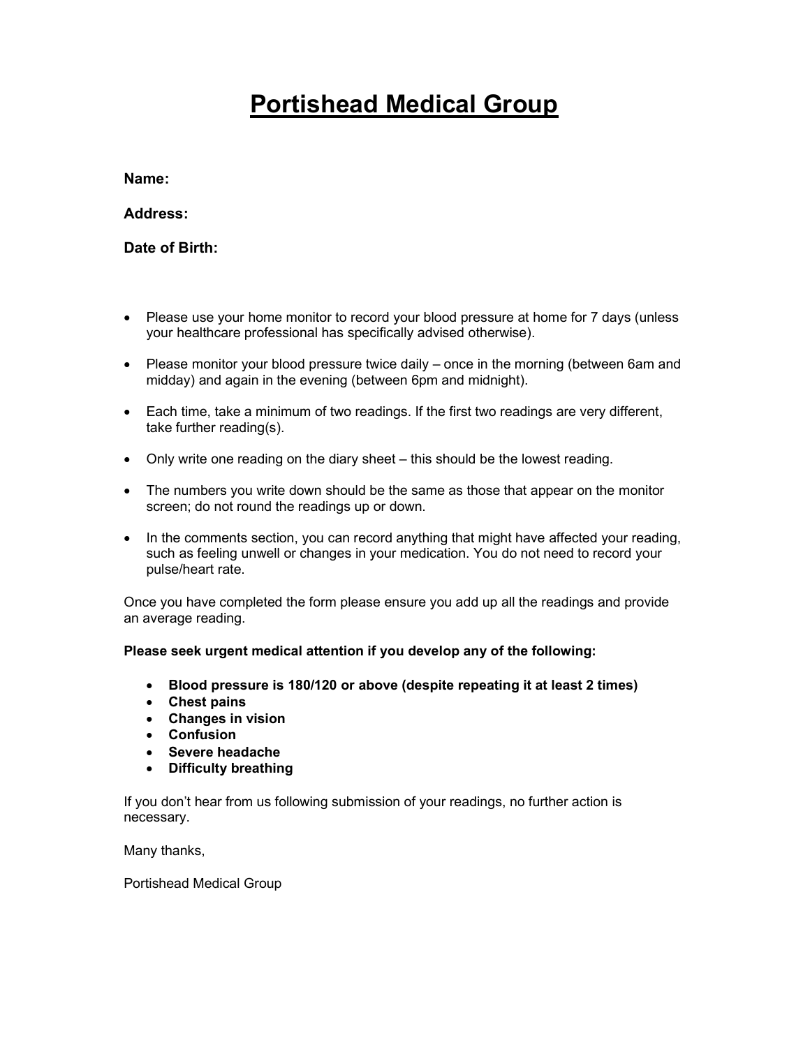# Portishead Medical Group

**Name:**

**Address:**

**Date of Birth:**

- Please use your home monitor to record your blood pressure at home for 7 days (unless your healthcare professional has specifically advised otherwise).
- Please monitor your blood pressure twice daily – once in the morning (between 6am and midday) and again in the evening (between 6pm and midnight).
- Each time, take a minimum of two readings. If the first two readings are very different, take further reading(s).
- Only write one reading on the diary sheet – this should be the lowest reading.
- The numbers you write down should be the same as those that appear on the monitor screen; do not round the readings up or down.
- In the comments section, you can record anything that might have affected your reading, such as feeling unwell or changes in your medication. You do not need to record your pulse/heart rate.

Once you have completed the form please ensure you add up all the readings and provide an average reading.

**Please seek urgent medical attention if you develop any of the following:**

- **Blood pressure is 180/120 or above (despite repeating it at least 2 times)**
- **Chest pains**
- **Changes in vision**
- **Confusion**
- **Severe headache**
- **Difficulty breathing**

If you don't hear from us following submission of your readings, no further action is necessary.

Many thanks,

Portishead Medical Group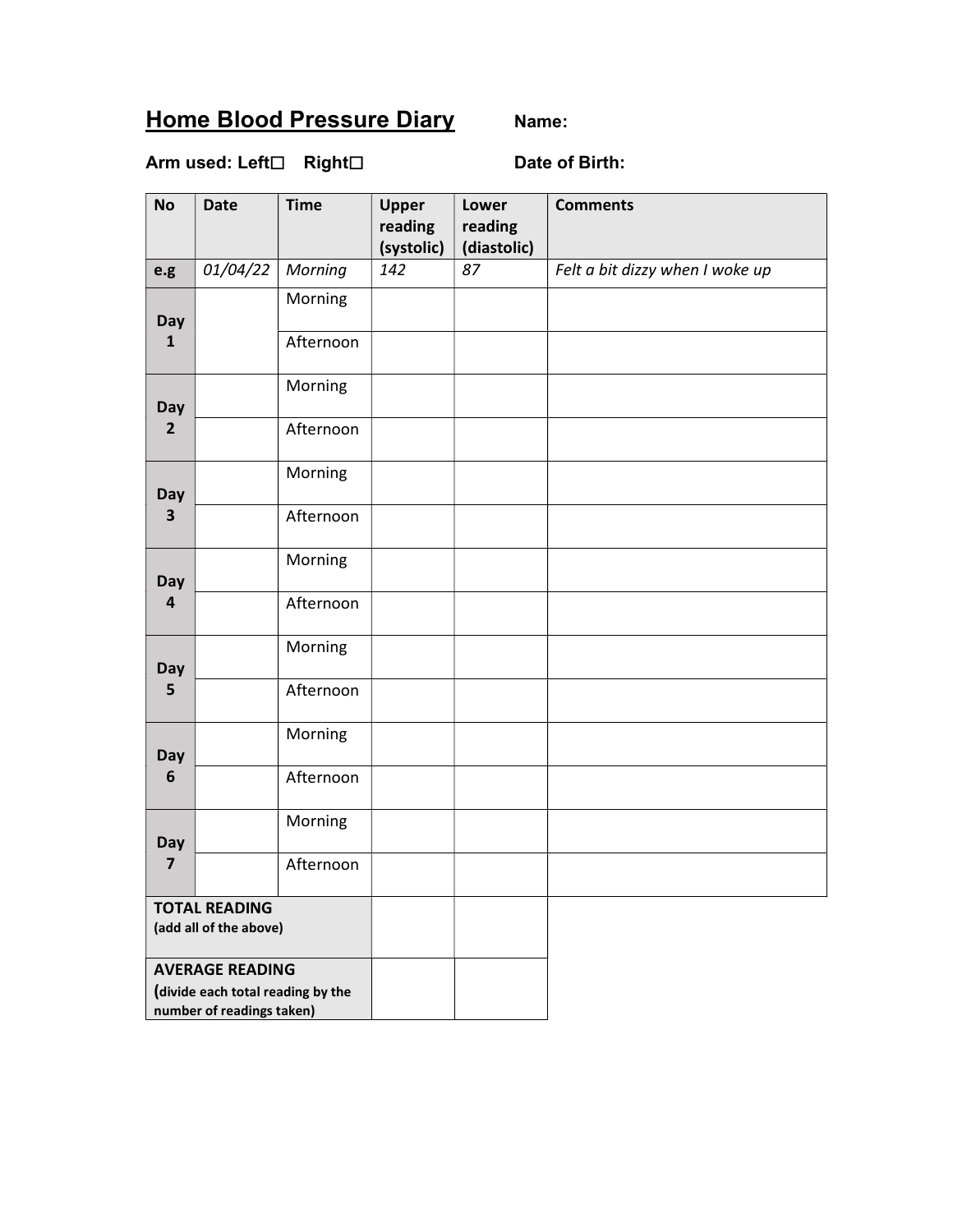## Home Blood Pressure Diary

**Name:**

**Arm used: Left☐ Right☐**

**Date of Birth:**

| No | Date | Time | Upper reading (systolic) | Lower reading (diastolic) | Comments |
|---|---|---|---|---|---|
| e.g | *01/04/22* | *Morning* | *142* | *87* | *Felt a bit dizzy when I woke up* |
| Day 1 | | Morning | | | |
| | | Afternoon | | | |
| Day 2 | | Morning | | | |
| | | Afternoon | | | |
| Day 3 | | Morning | | | |
| | | Afternoon | | | |
| Day 4 | | Morning | | | |
| | | Afternoon | | | |
| Day 5 | | Morning | | | |
| | | Afternoon | | | |
| Day 6 | | Morning | | | |
| | | Afternoon | | | |
| Day 7 | | Morning | | | |
| | | Afternoon | | | |
| **TOTAL READING** (add all of the above) | | | | | |
| **AVERAGE READING** (divide each total reading by the number of readings taken) | | | | | |